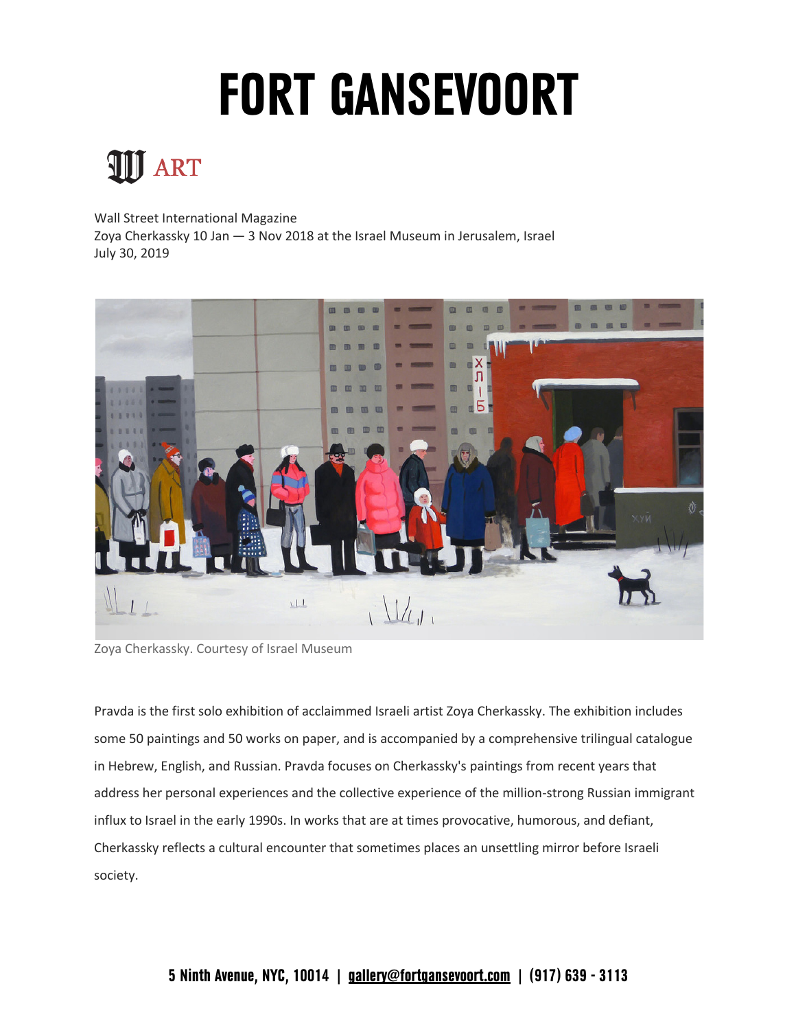# FORT GANSEVOORT

W ART

Wall Street International Magazine
Zoya Cherkassky 10 Jan — 3 Nov 2018 at the Israel Museum in Jerusalem, Israel
July 30, 2019

Zoya Cherkassky. Courtesy of Israel Museum

Pravda is the first solo exhibition of acclaimmed Israeli artist Zoya Cherkassky. The exhibition includes some 50 paintings and 50 works on paper, and is accompanied by a comprehensive trilingual catalogue in Hebrew, English, and Russian. Pravda focuses on Cherkassky's paintings from recent years that address her personal experiences and the collective experience of the million-strong Russian immigrant influx to Israel in the early 1990s. In works that are at times provocative, humorous, and defiant, Cherkassky reflects a cultural encounter that sometimes places an unsettling mirror before Israeli society.

5 Ninth Avenue, NYC, 10014 | gallery@fortgansevoort.com | (917) 639 - 3113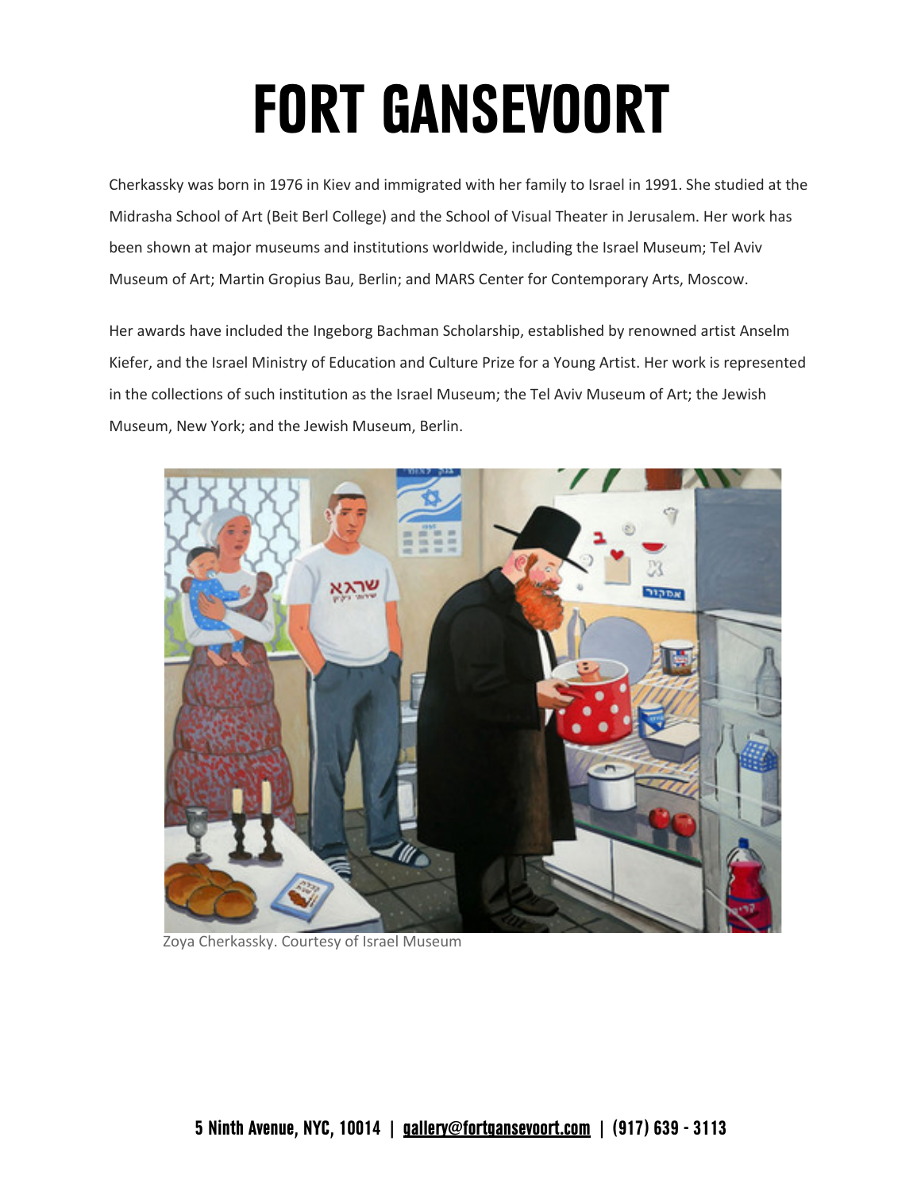# FORT GANSEVOORT

Cherkassky was born in 1976 in Kiev and immigrated with her family to Israel in 1991. She studied at the Midrasha School of Art (Beit Berl College) and the School of Visual Theater in Jerusalem. Her work has been shown at major museums and institutions worldwide, including the Israel Museum; Tel Aviv Museum of Art; Martin Gropius Bau, Berlin; and MARS Center for Contemporary Arts, Moscow.

Her awards have included the Ingeborg Bachman Scholarship, established by renowned artist Anselm Kiefer, and the Israel Ministry of Education and Culture Prize for a Young Artist. Her work is represented in the collections of such institution as the Israel Museum; the Tel Aviv Museum of Art; the Jewish Museum, New York; and the Jewish Museum, Berlin.

Zoya Cherkassky. Courtesy of Israel Museum

5 Ninth Avenue, NYC, 10014 | gallery@fortgansevoort.com | (917) 639 - 3113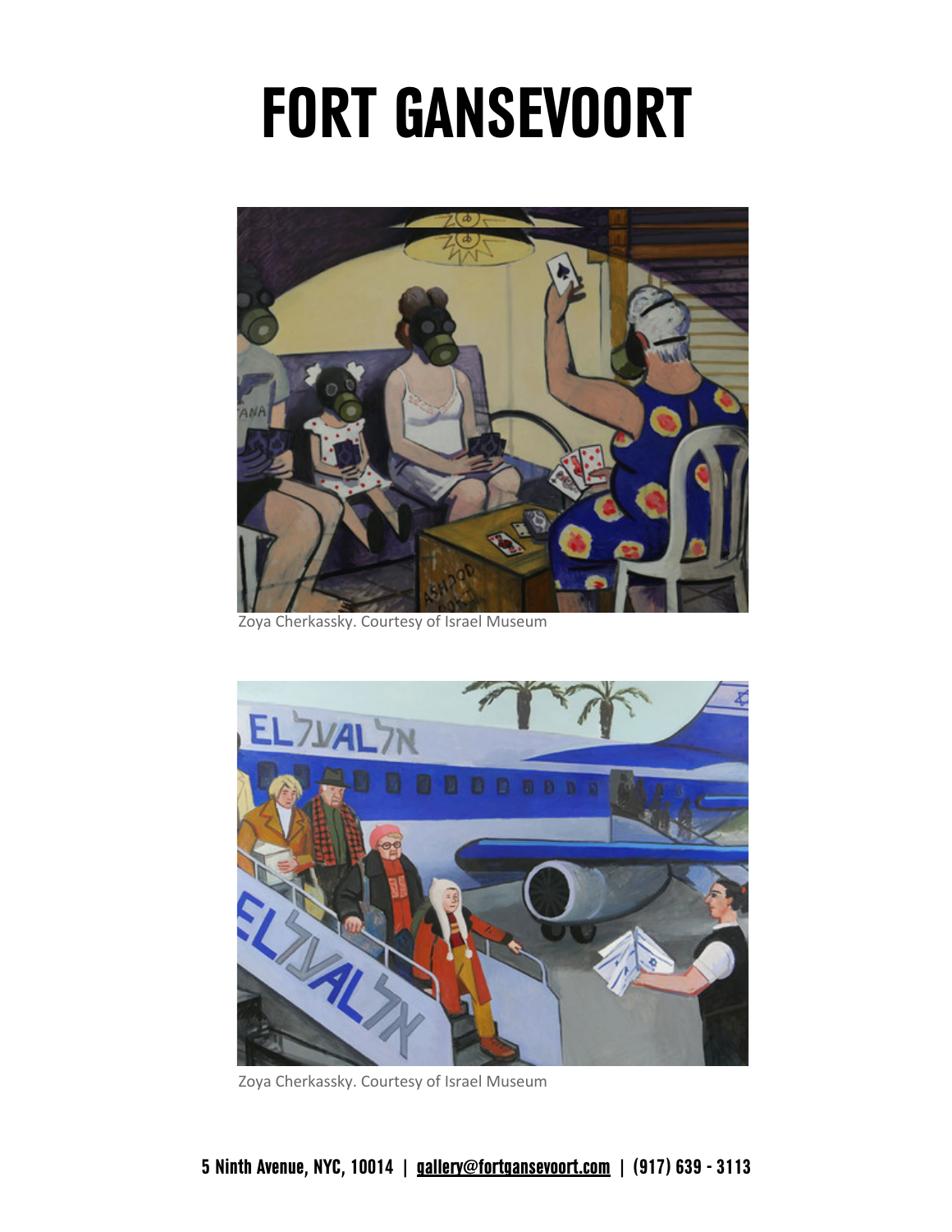Zoya Cherkassky. Courtesy of Israel Museum

Zoya Cherkassky. Courtesy of Israel Museum